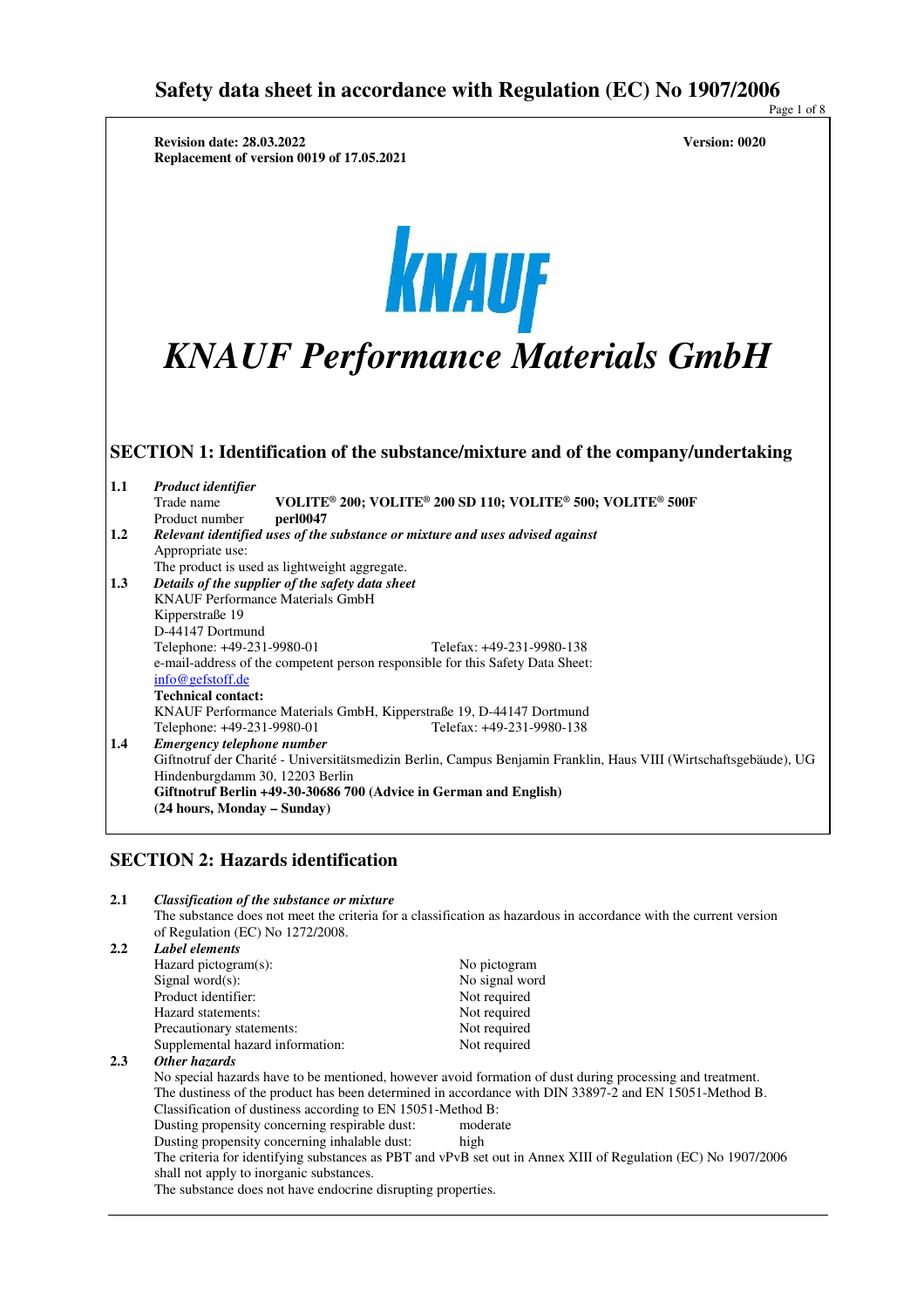# Safety data sheet in accordance with Regulation (EC) No 1907/2006

**Revision date: 28.03.2022** **Version: 0020**
**Replacement of version 0019 of 17.05.2021**

KNAUF

# *KNAUF Performance Materials GmbH*

## SECTION 1: Identification of the substance/mixture and of the company/undertaking

**1.1** ***Product identifier***

Trade name **VOLITE® 200; VOLITE® 200 SD 110; VOLITE® 500; VOLITE® 500F**

Product number **perl0047**

**1.2** ***Relevant identified uses of the substance or mixture and uses advised against***

Appropriate use:

The product is used as lightweight aggregate.

**1.3** ***Details of the supplier of the safety data sheet***

KNAUF Performance Materials GmbH
Kipperstraße 19
D-44147 Dortmund
Telephone: +49-231-9980-01 Telefax: +49-231-9980-138
e-mail-address of the competent person responsible for this Safety Data Sheet:
info@gefstoff.de

**Technical contact:**

KNAUF Performance Materials GmbH, Kipperstraße 19, D-44147 Dortmund
Telephone: +49-231-9980-01 Telefax: +49-231-9980-138

**1.4** ***Emergency telephone number***

Giftnotruf der Charité - Universitätsmedizin Berlin, Campus Benjamin Franklin, Haus VIII (Wirtschaftsgebäude), UG Hindenburgdamm 30, 12203 Berlin

**Giftnotruf Berlin +49-30-30686 700 (Advice in German and English)**
**(24 hours, Monday – Sunday)**

## SECTION 2: Hazards identification

**2.1** ***Classification of the substance or mixture***

The substance does not meet the criteria for a classification as hazardous in accordance with the current version of Regulation (EC) No 1272/2008.

**2.2** ***Label elements***

| | |
|---|---|
| Hazard pictogram(s): | No pictogram |
| Signal word(s): | No signal word |
| Product identifier: | Not required |
| Hazard statements: | Not required |
| Precautionary statements: | Not required |
| Supplemental hazard information: | Not required |

**2.3** ***Other hazards***

No special hazards have to be mentioned, however avoid formation of dust during processing and treatment.
The dustiness of the product has been determined in accordance with DIN 33897-2 and EN 15051-Method B.
Classification of dustiness according to EN 15051-Method B:

| | |
|---|---|
| Dusting propensity concerning respirable dust: | moderate |
| Dusting propensity concerning inhalable dust: | high |

The criteria for identifying substances as PBT and vPvB set out in Annex XIII of Regulation (EC) No 1907/2006 shall not apply to inorganic substances.
The substance does not have endocrine disrupting properties.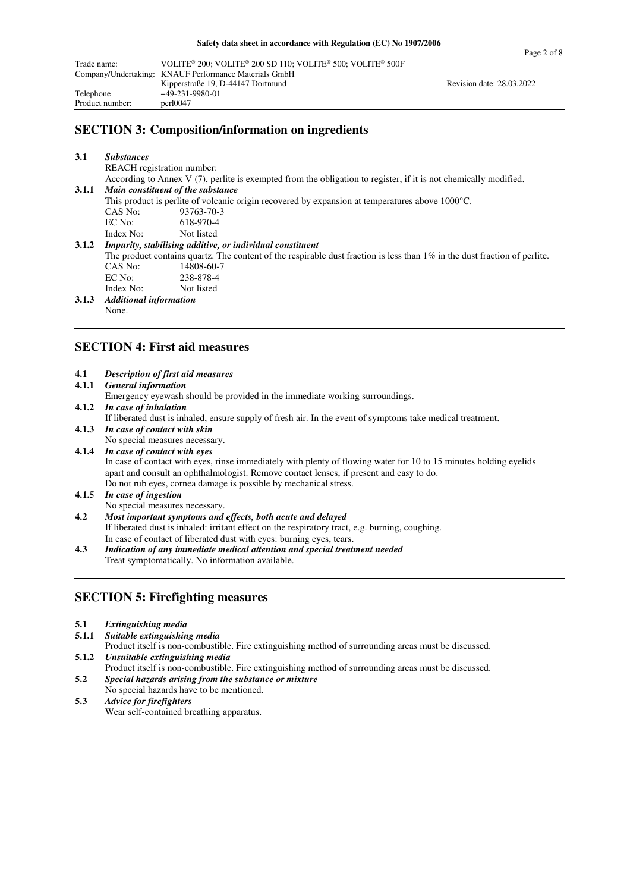## SECTION 3: Composition/information on ingredients

**3.1** ***Substances***

REACH registration number:

According to Annex V (7), perlite is exempted from the obligation to register, if it is not chemically modified.

**3.1.1** ***Main constituent of the substance***

This product is perlite of volcanic origin recovered by expansion at temperatures above 1000°C.

CAS No: 93763-70-3
EC No: 618-970-4
Index No: Not listed

**3.1.2** ***Impurity, stabilising additive, or individual constituent***

The product contains quartz. The content of the respirable dust fraction is less than 1% in the dust fraction of perlite.

CAS No: 14808-60-7
EC No: 238-878-4
Index No: Not listed

**3.1.3** ***Additional information***

None.

## SECTION 4: First aid measures

**4.1** ***Description of first aid measures***

**4.1.1** ***General information***

Emergency eyewash should be provided in the immediate working surroundings.

**4.1.2** ***In case of inhalation***

If liberated dust is inhaled, ensure supply of fresh air. In the event of symptoms take medical treatment.

**4.1.3** ***In case of contact with skin***

No special measures necessary.

**4.1.4** ***In case of contact with eyes***

In case of contact with eyes, rinse immediately with plenty of flowing water for 10 to 15 minutes holding eyelids apart and consult an ophthalmologist. Remove contact lenses, if present and easy to do.
Do not rub eyes, cornea damage is possible by mechanical stress.

**4.1.5** ***In case of ingestion***

No special measures necessary.

**4.2** ***Most important symptoms and effects, both acute and delayed***

If liberated dust is inhaled: irritant effect on the respiratory tract, e.g. burning, coughing.
In case of contact of liberated dust with eyes: burning eyes, tears.

**4.3** ***Indication of any immediate medical attention and special treatment needed***

Treat symptomatically. No information available.

## SECTION 5: Firefighting measures

**5.1** ***Extinguishing media***

**5.1.1** ***Suitable extinguishing media***

Product itself is non-combustible. Fire extinguishing method of surrounding areas must be discussed.

**5.1.2** ***Unsuitable extinguishing media***

Product itself is non-combustible. Fire extinguishing method of surrounding areas must be discussed.

**5.2** ***Special hazards arising from the substance or mixture***

No special hazards have to be mentioned.

**5.3** ***Advice for firefighters***

Wear self-contained breathing apparatus.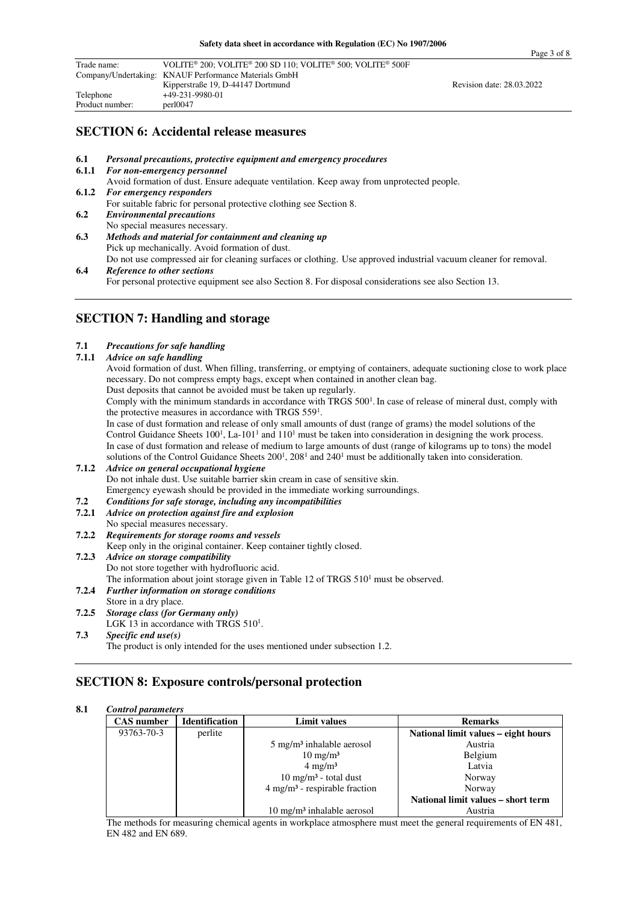## SECTION 6: Accidental release measures

**6.1** ***Personal precautions, protective equipment and emergency procedures***

**6.1.1** ***For non-emergency personnel***

Avoid formation of dust. Ensure adequate ventilation. Keep away from unprotected people.

**6.1.2** ***For emergency responders***

For suitable fabric for personal protective clothing see Section 8.

**6.2** ***Environmental precautions***

No special measures necessary.

**6.3** ***Methods and material for containment and cleaning up***

Pick up mechanically. Avoid formation of dust.

Do not use compressed air for cleaning surfaces or clothing. Use approved industrial vacuum cleaner for removal.

**6.4** ***Reference to other sections***

For personal protective equipment see also Section 8. For disposal considerations see also Section 13.

## SECTION 7: Handling and storage

**7.1** ***Precautions for safe handling***

**7.1.1** ***Advice on safe handling***

Avoid formation of dust. When filling, transferring, or emptying of containers, adequate suctioning close to work place necessary. Do not compress empty bags, except when contained in another clean bag.

Dust deposits that cannot be avoided must be taken up regularly.

Comply with the minimum standards in accordance with TRGS 500[1]. In case of release of mineral dust, comply with the protective measures in accordance with TRGS 559[1].

In case of dust formation and release of only small amounts of dust (range of grams) the model solutions of the Control Guidance Sheets 100[1], La-101[1] and 110[1] must be taken into consideration in designing the work process. In case of dust formation and release of medium to large amounts of dust (range of kilograms up to tons) the model solutions of the Control Guidance Sheets 200[1], 208[1] and 240[1] must be additionally taken into consideration.

**7.1.2** ***Advice on general occupational hygiene***

Do not inhale dust. Use suitable barrier skin cream in case of sensitive skin.

Emergency eyewash should be provided in the immediate working surroundings.

**7.2** ***Conditions for safe storage, including any incompatibilities***

**7.2.1** ***Advice on protection against fire and explosion***

No special measures necessary.

**7.2.2** ***Requirements for storage rooms and vessels***

Keep only in the original container. Keep container tightly closed.

**7.2.3** ***Advice on storage compatibility***

Do not store together with hydrofluoric acid.

The information about joint storage given in Table 12 of TRGS 510[1] must be observed.

**7.2.4** ***Further information on storage conditions***

Store in a dry place.

**7.2.5** ***Storage class (for Germany only)***

LGK 13 in accordance with TRGS 510[1].

**7.3** ***Specific end use(s)***

The product is only intended for the uses mentioned under subsection 1.2.

## SECTION 8: Exposure controls/personal protection

**8.1** ***Control parameters***

| CAS number | Identification | Limit values | Remarks |
|---|---|---|---|
| 93763-70-3 | perlite | | **National limit values – eight hours** |
| | | 5 mg/m³ inhalable aerosol | Austria |
| | | 10 mg/m³ | Belgium |
| | | 4 mg/m³ | Latvia |
| | | 10 mg/m³ - total dust | Norway |
| | | 4 mg/m³ - respirable fraction | Norway |
| | | | **National limit values – short term** |
| | | 10 mg/m³ inhalable aerosol | Austria |

The methods for measuring chemical agents in workplace atmosphere must meet the general requirements of EN 481, EN 482 and EN 689.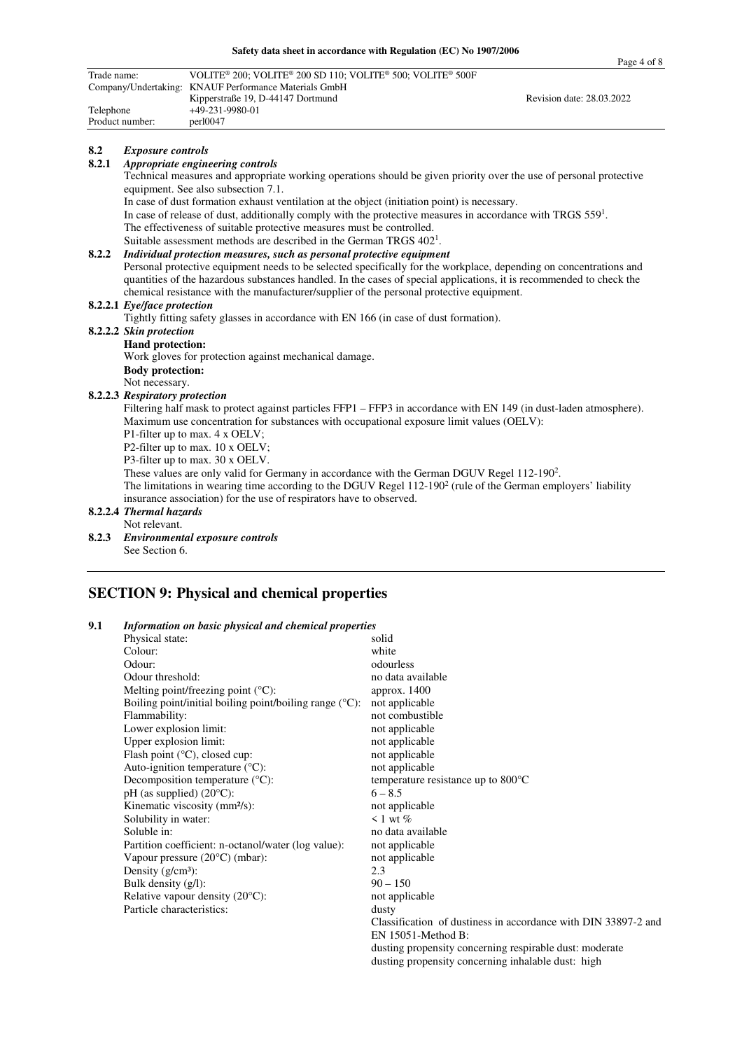### 8.2 *Exposure controls*

#### 8.2.1 *Appropriate engineering controls*

Technical measures and appropriate working operations should be given priority over the use of personal protective equipment. See also subsection 7.1.

In case of dust formation exhaust ventilation at the object (initiation point) is necessary.

In case of release of dust, additionally comply with the protective measures in accordance with TRGS 559[1].

The effectiveness of suitable protective measures must be controlled.

Suitable assessment methods are described in the German TRGS 402[1].

#### 8.2.2 *Individual protection measures, such as personal protective equipment*

Personal protective equipment needs to be selected specifically for the workplace, depending on concentrations and quantities of the hazardous substances handled. In the cases of special applications, it is recommended to check the chemical resistance with the manufacturer/supplier of the personal protective equipment.

##### 8.2.2.1 *Eye/face protection*

Tightly fitting safety glasses in accordance with EN 166 (in case of dust formation).

##### 8.2.2.2 *Skin protection*

**Hand protection:**

Work gloves for protection against mechanical damage.

**Body protection:**

Not necessary.

##### 8.2.2.3 *Respiratory protection*

Filtering half mask to protect against particles FFP1 – FFP3 in accordance with EN 149 (in dust-laden atmosphere).

Maximum use concentration for substances with occupational exposure limit values (OELV):

P1-filter up to max. 4 x OELV;

P2-filter up to max. 10 x OELV;

P3-filter up to max. 30 x OELV.

These values are only valid for Germany in accordance with the German DGUV Regel 112-190[2].

The limitations in wearing time according to the DGUV Regel 112-190[2] (rule of the German employers' liability insurance association) for the use of respirators have to observed.

##### 8.2.2.4 *Thermal hazards*

Not relevant.

#### 8.2.3 *Environmental exposure controls*

See Section 6.

## SECTION 9: Physical and chemical properties

### 9.1 *Information on basic physical and chemical properties*

| Property | Value |
|---|---|
| Physical state: | solid |
| Colour: | white |
| Odour: | odourless |
| Odour threshold: | no data available |
| Melting point/freezing point (°C): | approx. 1400 |
| Boiling point/initial boiling point/boiling range (°C): | not applicable |
| Flammability: | not combustible |
| Lower explosion limit: | not applicable |
| Upper explosion limit: | not applicable |
| Flash point (°C), closed cup: | not applicable |
| Auto-ignition temperature (°C): | not applicable |
| Decomposition temperature (°C): | temperature resistance up to 800°C |
| pH (as supplied) (20°C): | 6 – 8.5 |
| Kinematic viscosity (mm²/s): | not applicable |
| Solubility in water: | < 1 wt % |
| Soluble in: | no data available |
| Partition coefficient: n-octanol/water (log value): | not applicable |
| Vapour pressure (20°C) (mbar): | not applicable |
| Density (g/cm³): | 2.3 |
| Bulk density (g/l): | 90 – 150 |
| Relative vapour density (20°C): | not applicable |
| Particle characteristics: | dusty<br>Classification of dustiness in accordance with DIN 33897-2 and EN 15051-Method B:<br>dusting propensity concerning respirable dust: moderate<br>dusting propensity concerning inhalable dust: high |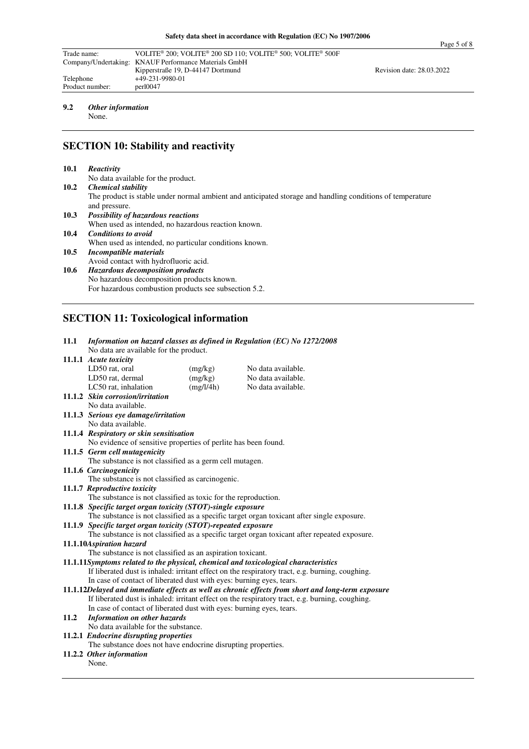**9.2** ***Other information***

None.

## SECTION 10: Stability and reactivity

**10.1** ***Reactivity***

No data available for the product.

**10.2** ***Chemical stability***

The product is stable under normal ambient and anticipated storage and handling conditions of temperature and pressure.

**10.3** ***Possibility of hazardous reactions***

When used as intended, no hazardous reaction known.

**10.4** ***Conditions to avoid***

When used as intended, no particular conditions known.

**10.5** ***Incompatible materials***

Avoid contact with hydrofluoric acid.

**10.6** ***Hazardous decomposition products***

No hazardous decomposition products known.

For hazardous combustion products see subsection 5.2.

## SECTION 11: Toxicological information

**11.1** ***Information on hazard classes as defined in Regulation (EC) No 1272/2008***

No data are available for the product.

**11.1.1** ***Acute toxicity***

| | | |
|---|---|---|
| LD50 rat, oral | (mg/kg) | No data available. |
| LD50 rat, dermal | (mg/kg) | No data available. |
| LC50 rat, inhalation | (mg/l/4h) | No data available. |

**11.1.2** ***Skin corrosion/irritation***

No data available.

**11.1.3** ***Serious eye damage/irritation***

No data available.

**11.1.4** ***Respiratory or skin sensitisation***

No evidence of sensitive properties of perlite has been found.

**11.1.5** ***Germ cell mutagenicity***

The substance is not classified as a germ cell mutagen.

**11.1.6** ***Carcinogenicity***

The substance is not classified as carcinogenic.

**11.1.7** ***Reproductive toxicity***

The substance is not classified as toxic for the reproduction.

**11.1.8** ***Specific target organ toxicity (STOT)-single exposure***

The substance is not classified as a specific target organ toxicant after single exposure.

**11.1.9** ***Specific target organ toxicity (STOT)-repeated exposure***

The substance is not classified as a specific target organ toxicant after repeated exposure.

**11.1.10** ***Aspiration hazard***

The substance is not classified as an aspiration toxicant.

**11.1.11** ***Symptoms related to the physical, chemical and toxicological characteristics***

If liberated dust is inhaled: irritant effect on the respiratory tract, e.g. burning, coughing.

In case of contact of liberated dust with eyes: burning eyes, tears.

**11.1.12** ***Delayed and immediate effects as well as chronic effects from short and long-term exposure***

If liberated dust is inhaled: irritant effect on the respiratory tract, e.g. burning, coughing.

In case of contact of liberated dust with eyes: burning eyes, tears.

**11.2** ***Information on other hazards***

No data available for the substance.

**11.2.1** ***Endocrine disrupting properties***

The substance does not have endocrine disrupting properties.

**11.2.2** ***Other information***

None.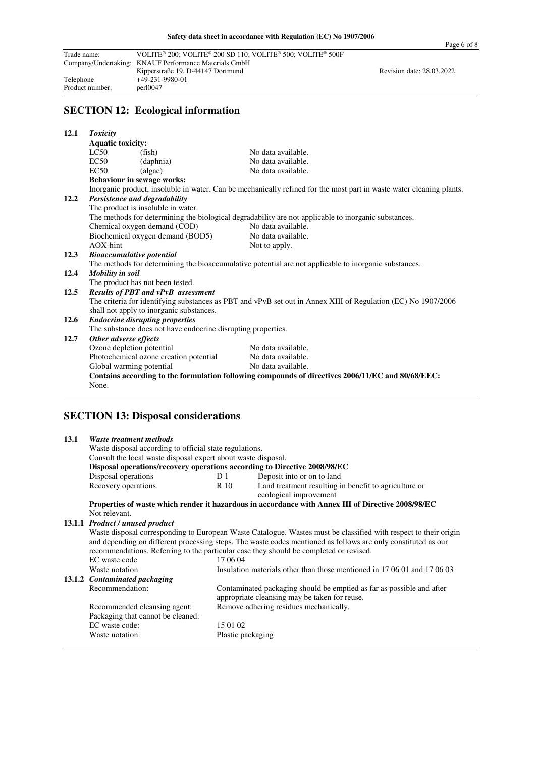## SECTION 12: Ecological information

**12.1** ***Toxicity***

**Aquatic toxicity:**

| | | |
|---|---|---|
| LC50 | (fish) | No data available. |
| EC50 | (daphnia) | No data available. |
| EC50 | (algae) | No data available. |

**Behaviour in sewage works:**

Inorganic product, insoluble in water. Can be mechanically refined for the most part in waste water cleaning plants.

**12.2** ***Persistence and degradability***

The product is insoluble in water.

The methods for determining the biological degradability are not applicable to inorganic substances.

| | |
|---|---|
| Chemical oxygen demand (COD) | No data available. |
| Biochemical oxygen demand (BOD5) | No data available. |
| AOX-hint | Not to apply. |

**12.3** ***Bioaccumulative potential***

The methods for determining the bioaccumulative potential are not applicable to inorganic substances.

**12.4** ***Mobility in soil***

The product has not been tested.

**12.5** ***Results of PBT and vPvB assessment***

The criteria for identifying substances as PBT and vPvB set out in Annex XIII of Regulation (EC) No 1907/2006 shall not apply to inorganic substances.

**12.6** ***Endocrine disrupting properties***

The substance does not have endocrine disrupting properties.

**12.7** ***Other adverse effects***

| | |
|---|---|
| Ozone depletion potential | No data available. |
| Photochemical ozone creation potential | No data available. |
| Global warming potential | No data available. |

**Contains according to the formulation following compounds of directives 2006/11/EC and 80/68/EEC:**

None.

## SECTION 13: Disposal considerations

**13.1** ***Waste treatment methods***

Waste disposal according to official state regulations.

Consult the local waste disposal expert about waste disposal.

**Disposal operations/recovery operations according to Directive 2008/98/EC**

| | | |
|---|---|---|
| Disposal operations | D 1 | Deposit into or on to land |
| Recovery operations | R 10 | Land treatment resulting in benefit to agriculture or ecological improvement |

**Properties of waste which render it hazardous in accordance with Annex III of Directive 2008/98/EC**

Not relevant.

**13.1.1** ***Product / unused product***

Waste disposal corresponding to European Waste Catalogue. Wastes must be classified with respect to their origin and depending on different processing steps. The waste codes mentioned as follows are only constituted as our recommendations. Referring to the particular case they should be completed or revised.

| | |
|---|---|
| EC waste code | 17 06 04 |
| Waste notation | Insulation materials other than those mentioned in 17 06 01 and 17 06 03 |

**13.1.2** ***Contaminated packaging***

| | |
|---|---|
| Recommendation: | Contaminated packaging should be emptied as far as possible and after appropriate cleansing may be taken for reuse. |
| Recommended cleansing agent: | Remove adhering residues mechanically. |
| Packaging that cannot be cleaned: | |
| EC waste code: | 15 01 02 |
| Waste notation: | Plastic packaging |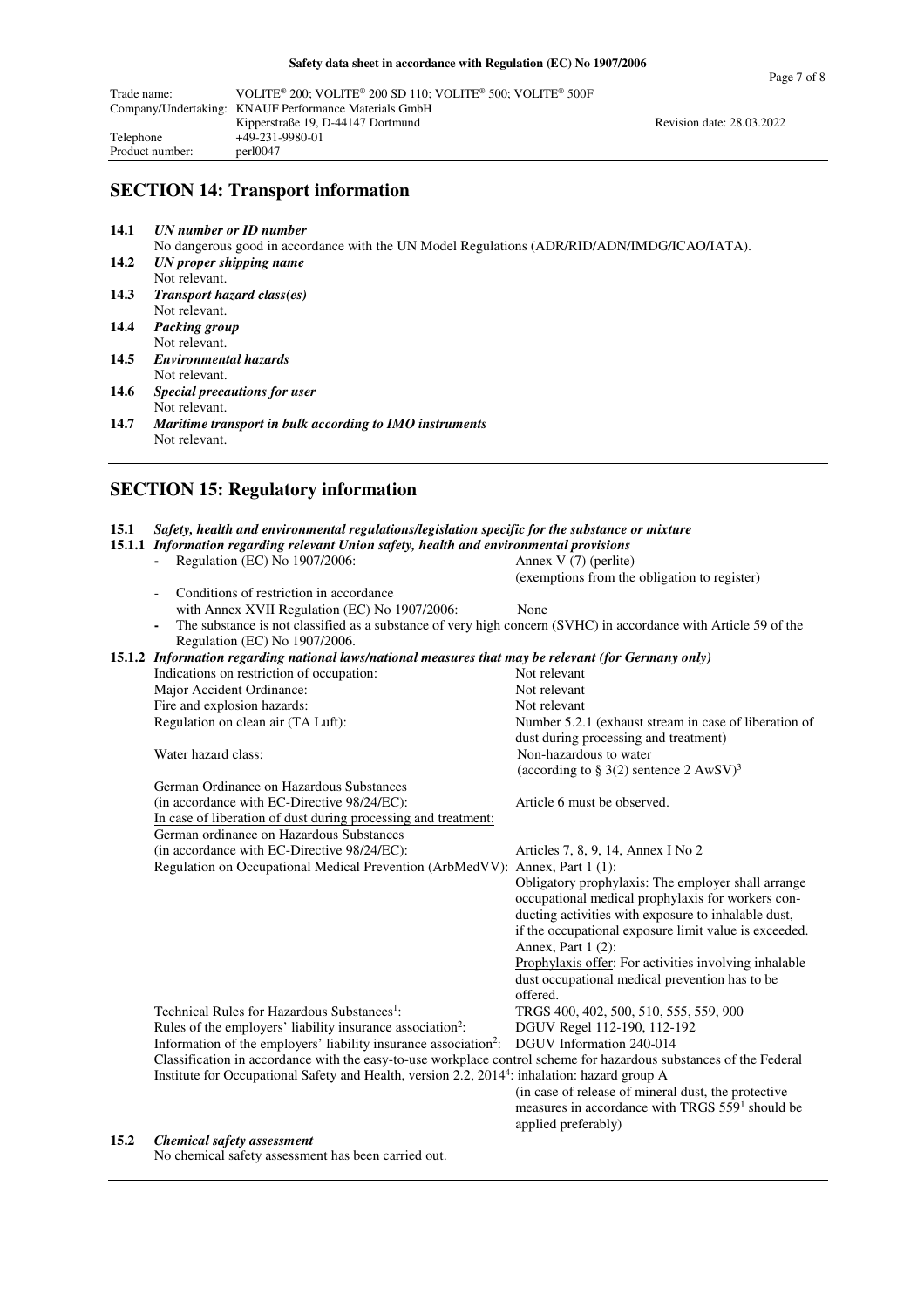Safety data sheet in accordance with Regulation (EC) No 1907/2006

| | | |
|---|---|---|
| Trade name: | VOLITE® 200; VOLITE® 200 SD 110; VOLITE® 500; VOLITE® 500F | |
| Company/Undertaking: | KNAUF Performance Materials GmbH | |
| | Kipperstraße 19, D-44147 Dortmund | Revision date: 28.03.2022 |
| Telephone | +49-231-9980-01 | |
| Product number: | perl0047 | |

## SECTION 14: Transport information

**14.1** ***UN number or ID number***
No dangerous good in accordance with the UN Model Regulations (ADR/RID/ADN/IMDG/ICAO/IATA).

**14.2** ***UN proper shipping name***
Not relevant.

**14.3** ***Transport hazard class(es)***
Not relevant.

**14.4** ***Packing group***
Not relevant.

**14.5** ***Environmental hazards***
Not relevant.

**14.6** ***Special precautions for user***
Not relevant.

**14.7** ***Maritime transport in bulk according to IMO instruments***
Not relevant.

## SECTION 15: Regulatory information

**15.1** ***Safety, health and environmental regulations/legislation specific for the substance or mixture***

**15.1.1** ***Information regarding relevant Union safety, health and environmental provisions***

- Regulation (EC) No 1907/2006: Annex V (7) (perlite) (exemptions from the obligation to register)
- Conditions of restriction in accordance with Annex XVII Regulation (EC) No 1907/2006: None
- The substance is not classified as a substance of very high concern (SVHC) in accordance with Article 59 of the Regulation (EC) No 1907/2006.

**15.1.2** ***Information regarding national laws/national measures that may be relevant (for Germany only)***

| | |
|---|---|
| Indications on restriction of occupation: | Not relevant |
| Major Accident Ordinance: | Not relevant |
| Fire and explosion hazards: | Not relevant |
| Regulation on clean air (TA Luft): | Number 5.2.1 (exhaust stream in case of liberation of dust during processing and treatment) |
| Water hazard class: | Non-hazardous to water (according to § 3(2) sentence 2 AwSV)[3] |
| German Ordinance on Hazardous Substances (in accordance with EC-Directive 98/24/EC): | Article 6 must be observed. |
| <u>In case of liberation of dust during processing and treatment:</u> German ordinance on Hazardous Substances (in accordance with EC-Directive 98/24/EC): | Articles 7, 8, 9, 14, Annex I No 2 |
| Regulation on Occupational Medical Prevention (ArbMedVV): | Annex, Part 1 (1): <u>Obligatory prophylaxis</u>: The employer shall arrange occupational medical prophylaxis for workers conducting activities with exposure to inhalable dust, if the occupational exposure limit value is exceeded. Annex, Part 1 (2): <u>Prophylaxis offer</u>: For activities involving inhalable dust occupational medical prevention has to be offered. |
| Technical Rules for Hazardous Substances[1]: | TRGS 400, 402, 500, 510, 555, 559, 900 |
| Rules of the employers' liability insurance association[2]: | DGUV Regel 112-190, 112-192 |
| Information of the employers' liability insurance association[2]: | DGUV Information 240-014 |

Classification in accordance with the easy-to-use workplace control scheme for hazardous substances of the Federal Institute for Occupational Safety and Health, version 2.2, 2014[4]: inhalation: hazard group A
(in case of release of mineral dust, the protective measures in accordance with TRGS 559[1] should be applied preferably)

**15.2** ***Chemical safety assessment***
No chemical safety assessment has been carried out.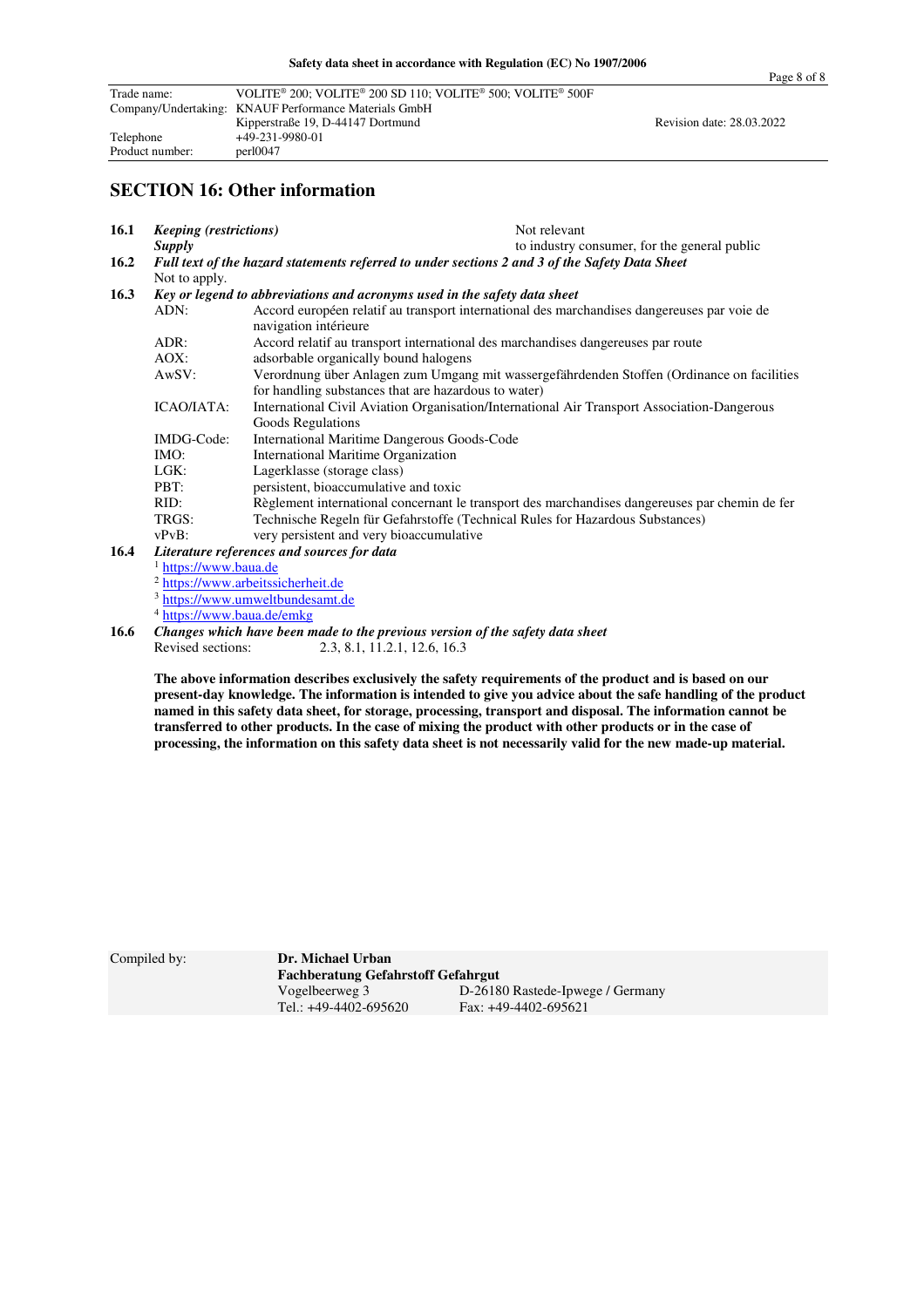## SECTION 16: Other information

**16.1** ***Keeping (restrictions)*** Not relevant

***Supply*** to industry consumer, for the general public

**16.2** ***Full text of the hazard statements referred to under sections 2 and 3 of the Safety Data Sheet***

Not to apply.

**16.3** ***Key or legend to abbreviations and acronyms used in the safety data sheet***

| | |
|---|---|
| ADN: | Accord européen relatif au transport international des marchandises dangereuses par voie de navigation intérieure |
| ADR: | Accord relatif au transport international des marchandises dangereuses par route |
| AOX: | adsorbable organically bound halogens |
| AwSV: | Verordnung über Anlagen zum Umgang mit wassergefährdenden Stoffen (Ordinance on facilities for handling substances that are hazardous to water) |
| ICAO/IATA: | International Civil Aviation Organisation/International Air Transport Association-Dangerous Goods Regulations |
| IMDG-Code: | International Maritime Dangerous Goods-Code |
| IMO: | International Maritime Organization |
| LGK: | Lagerklasse (storage class) |
| PBT: | persistent, bioaccumulative and toxic |
| RID: | Règlement international concernant le transport des marchandises dangereuses par chemin de fer |
| TRGS: | Technische Regeln für Gefahrstoffe (Technical Rules for Hazardous Substances) |
| vPvB: | very persistent and very bioaccumulative |

**16.4** ***Literature references and sources for data***

[1] https://www.baua.de
[2] https://www.arbeitssicherheit.de
[3] https://www.umweltbundesamt.de
[4] https://www.baua.de/emkg

**16.6** ***Changes which have been made to the previous version of the safety data sheet***

Revised sections: 2.3, 8.1, 11.2.1, 12.6, 16.3

**The above information describes exclusively the safety requirements of the product and is based on our present-day knowledge. The information is intended to give you advice about the safe handling of the product named in this safety data sheet, for storage, processing, transport and disposal. The information cannot be transferred to other products. In the case of mixing the product with other products or in the case of processing, the information on this safety data sheet is not necessarily valid for the new made-up material.**

Compiled by: **Dr. Michael Urban**
**Fachberatung Gefahrstoff Gefahrgut**
Vogelbeerweg 3 D-26180 Rastede-Ipwege / Germany
Tel.: +49-4402-695620 Fax: +49-4402-695621